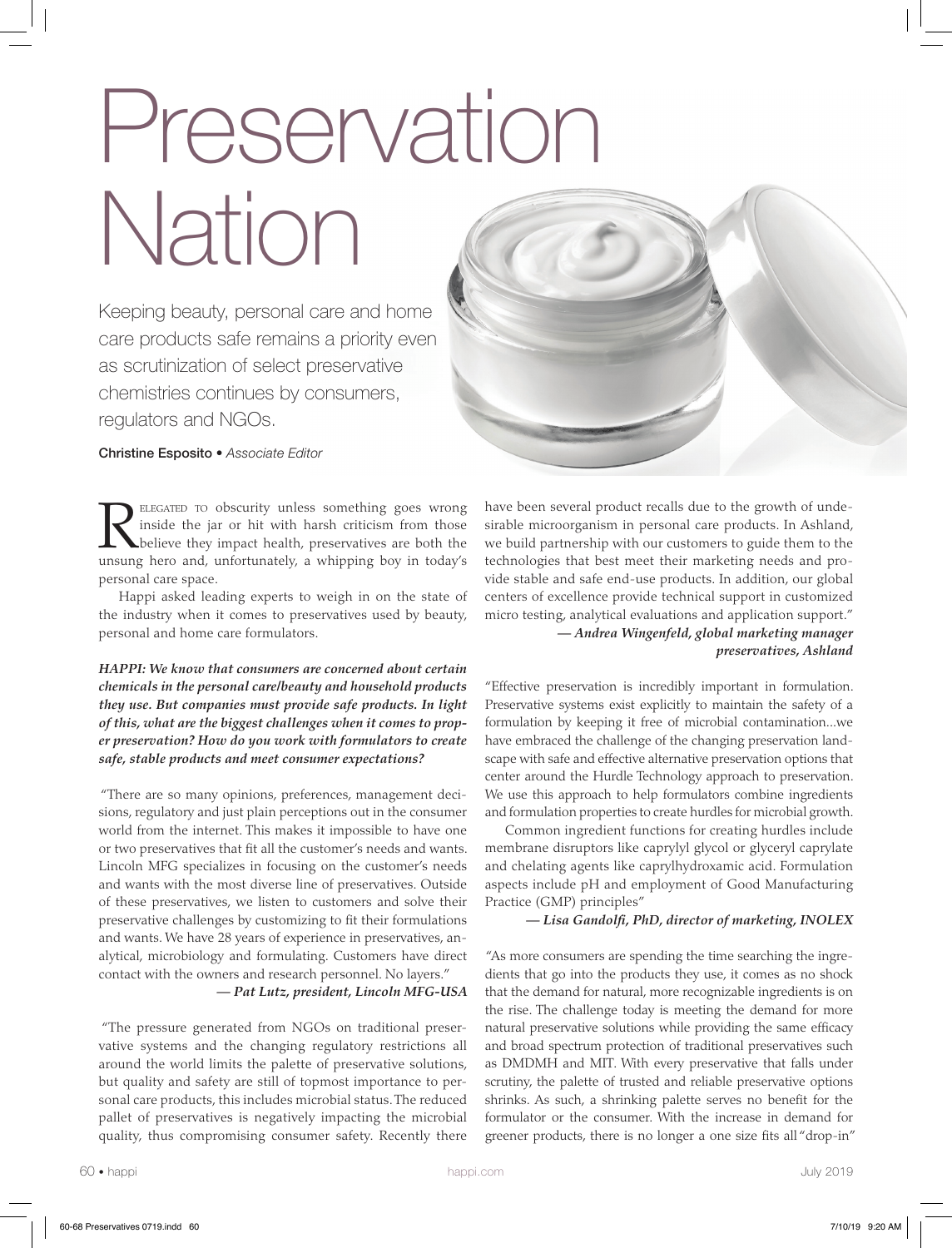# Preservation Nation

Keeping beauty, personal care and home care products safe remains a priority even as scrutinization of select preservative chemistries continues by consumers, regulators and NGOs.

**Christine Esposito** • *Associate Editor*

Relegated to obscurity unless something goes wrong inside the jar or hit with harsh criticism from those believe they impact health, preservatives are both the unsung hero and, unfortunately, a whipping boy in today's personal care space.

Happi asked leading experts to weigh in on the state of the industry when it comes to preservatives used by beauty, personal and home care formulators.

***HAPPI: We know that consumers are concerned about certain chemicals in the personal care/beauty and household products they use. But companies must provide safe products. In light of this, what are the biggest challenges when it comes to proper preservation? How do you work with formulators to create safe, stable products and meet consumer expectations?***

"There are so many opinions, preferences, management decisions, regulatory and just plain perceptions out in the consumer world from the internet. This makes it impossible to have one or two preservatives that fit all the customer's needs and wants. Lincoln MFG specializes in focusing on the customer's needs and wants with the most diverse line of preservatives. Outside of these preservatives, we listen to customers and solve their preservative challenges by customizing to fit their formulations and wants. We have 28 years of experience in preservatives, analytical, microbiology and formulating. Customers have direct contact with the owners and research personnel. No layers."

***— Pat Lutz, president, Lincoln MFG-USA***

"The pressure generated from NGOs on traditional preservative systems and the changing regulatory restrictions all around the world limits the palette of preservative solutions, but quality and safety are still of topmost importance to personal care products, this includes microbial status. The reduced pallet of preservatives is negatively impacting the microbial quality, thus compromising consumer safety. Recently there have been several product recalls due to the growth of undesirable microorganism in personal care products. In Ashland, we build partnership with our customers to guide them to the technologies that best meet their marketing needs and provide stable and safe end-use products. In addition, our global centers of excellence provide technical support in customized micro testing, analytical evaluations and application support."

***— Andrea Wingenfeld, global marketing manager preservatives, Ashland***

"Effective preservation is incredibly important in formulation. Preservative systems exist explicitly to maintain the safety of a formulation by keeping it free of microbial contamination...we have embraced the challenge of the changing preservation landscape with safe and effective alternative preservation options that center around the Hurdle Technology approach to preservation. We use this approach to help formulators combine ingredients and formulation properties to create hurdles for microbial growth.

Common ingredient functions for creating hurdles include membrane disruptors like caprylyl glycol or glyceryl caprylate and chelating agents like caprylhydroxamic acid. Formulation aspects include pH and employment of Good Manufacturing Practice (GMP) principles"

***— Lisa Gandolfi, PhD, director of marketing, INOLEX***

"As more consumers are spending the time searching the ingredients that go into the products they use, it comes as no shock that the demand for natural, more recognizable ingredients is on the rise. The challenge today is meeting the demand for more natural preservative solutions while providing the same efficacy and broad spectrum protection of traditional preservatives such as DMDMH and MIT. With every preservative that falls under scrutiny, the palette of trusted and reliable preservative options shrinks. As such, a shrinking palette serves no benefit for the formulator or the consumer. With the increase in demand for greener products, there is no longer a one size fits all "drop-in"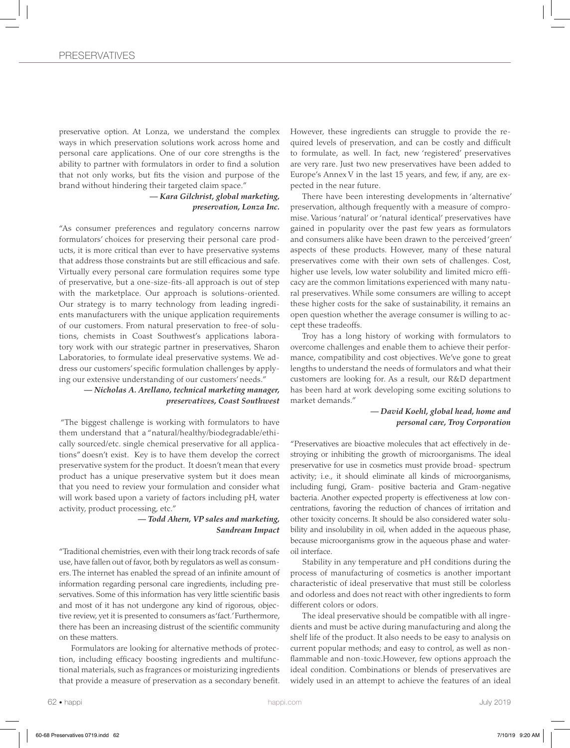preservative option. At Lonza, we understand the complex ways in which preservation solutions work across home and personal care applications. One of our core strengths is the ability to partner with formulators in order to find a solution that not only works, but fits the vision and purpose of the brand without hindering their targeted claim space."

***— Kara Gilchrist, global marketing, preservation, Lonza Inc.***

"As consumer preferences and regulatory concerns narrow formulators' choices for preserving their personal care products, it is more critical than ever to have preservative systems that address those constraints but are still efficacious and safe. Virtually every personal care formulation requires some type of preservative, but a one-size-fits-all approach is out of step with the marketplace. Our approach is solutions-oriented. Our strategy is to marry technology from leading ingredients manufacturers with the unique application requirements of our customers. From natural preservation to free-of solutions, chemists in Coast Southwest's applications laboratory work with our strategic partner in preservatives, Sharon Laboratories, to formulate ideal preservative systems. We address our customers' specific formulation challenges by applying our extensive understanding of our customers' needs."

***— Nicholas A. Arellano, technical marketing manager, preservatives, Coast Southwest***

"The biggest challenge is working with formulators to have them understand that a "natural/healthy/biodegradable/ethically sourced/etc. single chemical preservative for all applications" doesn't exist. Key is to have them develop the correct preservative system for the product. It doesn't mean that every product has a unique preservative system but it does mean that you need to review your formulation and consider what will work based upon a variety of factors including pH, water activity, product processing, etc."

***— Todd Ahern, VP sales and marketing, Sandream Impact***

"Traditional chemistries, even with their long track records of safe use, have fallen out of favor, both by regulators as well as consumers. The internet has enabled the spread of an infinite amount of information regarding personal care ingredients, including preservatives. Some of this information has very little scientific basis and most of it has not undergone any kind of rigorous, objective review, yet it is presented to consumers as 'fact.' Furthermore, there has been an increasing distrust of the scientific community on these matters.

Formulators are looking for alternative methods of protection, including efficacy boosting ingredients and multifunctional materials, such as fragrances or moisturizing ingredients that provide a measure of preservation as a secondary benefit. However, these ingredients can struggle to provide the required levels of preservation, and can be costly and difficult to formulate, as well. In fact, new 'registered' preservatives are very rare. Just two new preservatives have been added to Europe's Annex V in the last 15 years, and few, if any, are expected in the near future.

There have been interesting developments in 'alternative' preservation, although frequently with a measure of compromise. Various 'natural' or 'natural identical' preservatives have gained in popularity over the past few years as formulators and consumers alike have been drawn to the perceived 'green' aspects of these products. However, many of these natural preservatives come with their own sets of challenges. Cost, higher use levels, low water solubility and limited micro efficacy are the common limitations experienced with many natural preservatives. While some consumers are willing to accept these higher costs for the sake of sustainability, it remains an open question whether the average consumer is willing to accept these tradeoffs.

Troy has a long history of working with formulators to overcome challenges and enable them to achieve their performance, compatibility and cost objectives. We've gone to great lengths to understand the needs of formulators and what their customers are looking for. As a result, our R&D department has been hard at work developing some exciting solutions to market demands."

***— David Koehl, global head, home and personal care, Troy Corporation***

"Preservatives are bioactive molecules that act effectively in destroying or inhibiting the growth of microorganisms. The ideal preservative for use in cosmetics must provide broad- spectrum activity; i.e., it should eliminate all kinds of microorganisms, including fungi, Gram- positive bacteria and Gram-negative bacteria. Another expected property is effectiveness at low concentrations, favoring the reduction of chances of irritation and other toxicity concerns. It should be also considered water solubility and insolubility in oil, when added in the aqueous phase, because microorganisms grow in the aqueous phase and water-oil interface.

Stability in any temperature and pH conditions during the process of manufacturing of cosmetics is another important characteristic of ideal preservative that must still be colorless and odorless and does not react with other ingredients to form different colors or odors.

The ideal preservative should be compatible with all ingredients and must be active during manufacturing and along the shelf life of the product. It also needs to be easy to analysis on current popular methods; and easy to control, as well as non-flammable and non-toxic.However, few options approach the ideal condition. Combinations or blends of preservatives are widely used in an attempt to achieve the features of an ideal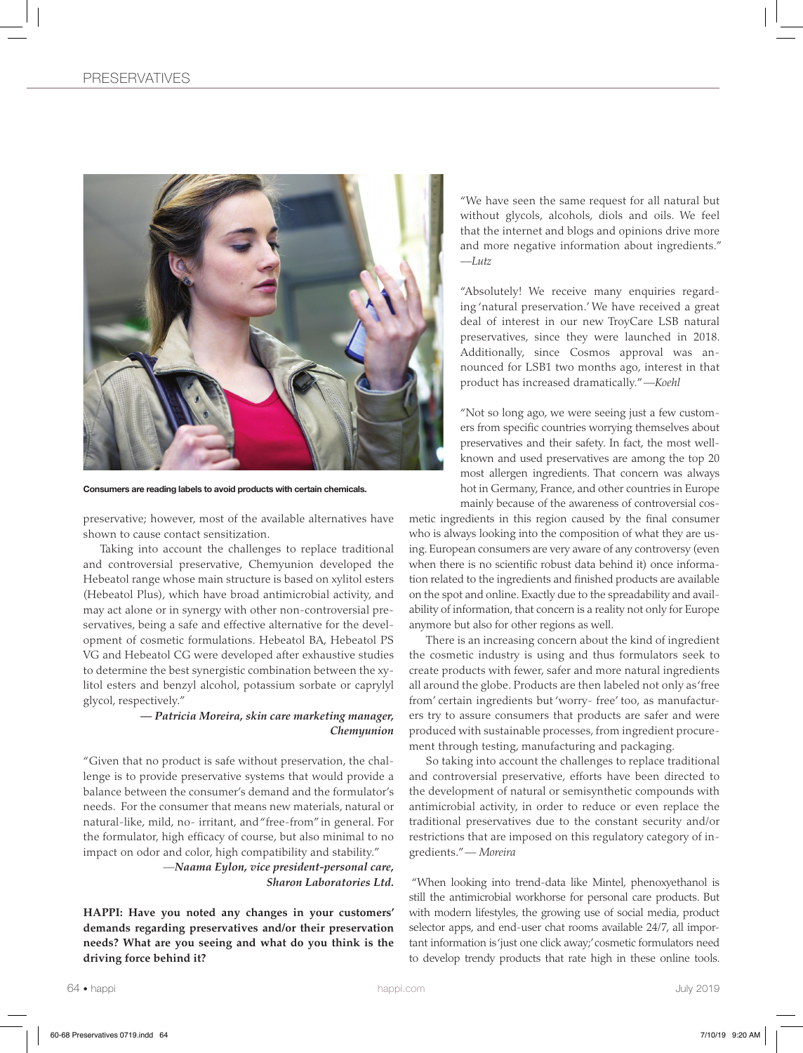Consumers are reading labels to avoid products with certain chemicals.

preservative; however, most of the available alternatives have shown to cause contact sensitization.

Taking into account the challenges to replace traditional and controversial preservative, Chemyunion developed the Hebeatol range whose main structure is based on xylitol esters (Hebeatol Plus), which have broad antimicrobial activity, and may act alone or in synergy with other non-controversial preservatives, being a safe and effective alternative for the development of cosmetic formulations. Hebeatol BA, Hebeatol PS VG and Hebeatol CG were developed after exhaustive studies to determine the best synergistic combination between the xylitol esters and benzyl alcohol, potassium sorbate or caprylyl glycol, respectively."

***— Patricia Moreira, skin care marketing manager, Chemyunion***

"Given that no product is safe without preservation, the challenge is to provide preservative systems that would provide a balance between the consumer's demand and the formulator's needs. For the consumer that means new materials, natural or natural-like, mild, no- irritant, and "free-from" in general. For the formulator, high efficacy of course, but also minimal to no impact on odor and color, high compatibility and stability."

***—Naama Eylon, vice president-personal care, Sharon Laboratories Ltd.***

**HAPPI: Have you noted any changes in your customers' demands regarding preservatives and/or their preservation needs? What are you seeing and what do you think is the driving force behind it?**

"We have seen the same request for all natural but without glycols, alcohols, diols and oils. We feel that the internet and blogs and opinions drive more and more negative information about ingredients." *—Lutz*

"Absolutely! We receive many enquiries regarding 'natural preservation.' We have received a great deal of interest in our new TroyCare LSB natural preservatives, since they were launched in 2018. Additionally, since Cosmos approval was announced for LSB1 two months ago, interest in that product has increased dramatically." *—Koehl*

"Not so long ago, we were seeing just a few customers from specific countries worrying themselves about preservatives and their safety. In fact, the most well-known and used preservatives are among the top 20 most allergen ingredients. That concern was always hot in Germany, France, and other countries in Europe mainly because of the awareness of controversial cosmetic ingredients in this region caused by the final consumer who is always looking into the composition of what they are using. European consumers are very aware of any controversy (even when there is no scientific robust data behind it) once information related to the ingredients and finished products are available on the spot and online. Exactly due to the spreadability and availability of information, that concern is a reality not only for Europe anymore but also for other regions as well.

There is an increasing concern about the kind of ingredient the cosmetic industry is using and thus formulators seek to create products with fewer, safer and more natural ingredients all around the globe. Products are then labeled not only as 'free from' certain ingredients but 'worry- free' too, as manufacturers try to assure consumers that products are safer and were produced with sustainable processes, from ingredient procurement through testing, manufacturing and packaging.

So taking into account the challenges to replace traditional and controversial preservative, efforts have been directed to the development of natural or semisynthetic compounds with antimicrobial activity, in order to reduce or even replace the traditional preservatives due to the constant security and/or restrictions that are imposed on this regulatory category of ingredients." *— Moreira*

"When looking into trend-data like Mintel, phenoxyethanol is still the antimicrobial workhorse for personal care products. But with modern lifestyles, the growing use of social media, product selector apps, and end-user chat rooms available 24/7, all important information is 'just one click away;' cosmetic formulators need to develop trendy products that rate high in these online tools.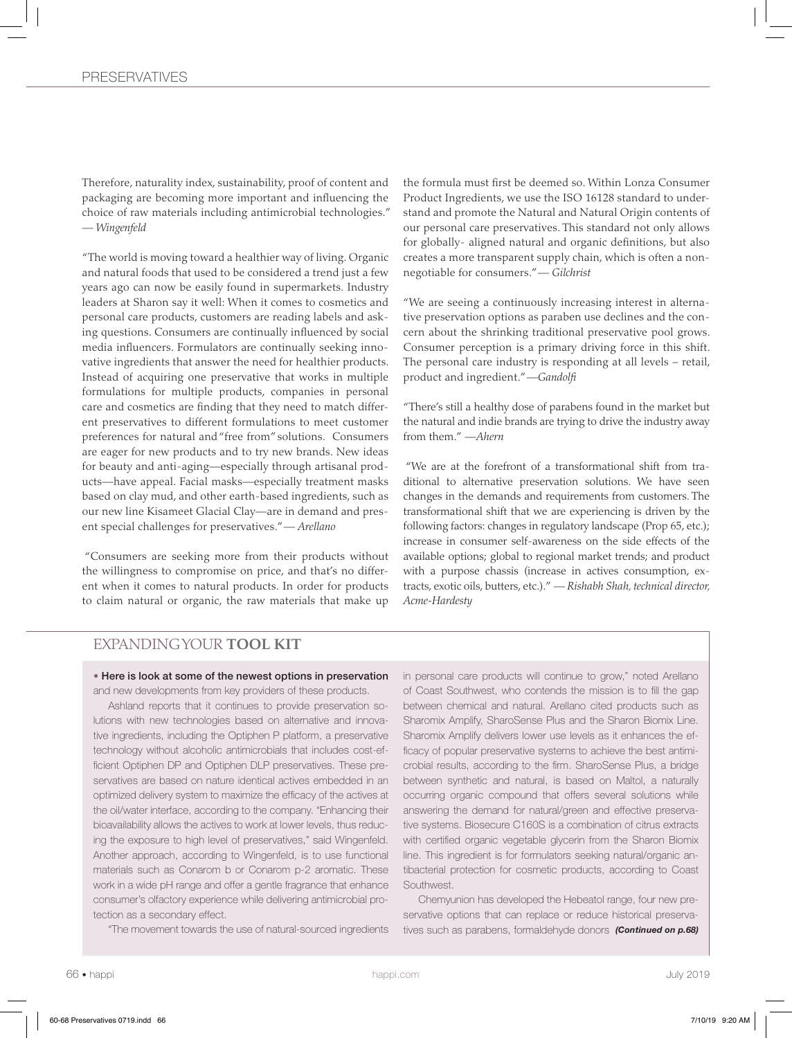Therefore, naturality index, sustainability, proof of content and packaging are becoming more important and influencing the choice of raw materials including antimicrobial technologies." — *Wingenfeld*

"The world is moving toward a healthier way of living. Organic and natural foods that used to be considered a trend just a few years ago can now be easily found in supermarkets. Industry leaders at Sharon say it well: When it comes to cosmetics and personal care products, customers are reading labels and asking questions. Consumers are continually influenced by social media influencers. Formulators are continually seeking innovative ingredients that answer the need for healthier products. Instead of acquiring one preservative that works in multiple formulations for multiple products, companies in personal care and cosmetics are finding that they need to match different preservatives to different formulations to meet customer preferences for natural and "free from" solutions. Consumers are eager for new products and to try new brands. New ideas for beauty and anti-aging—especially through artisanal products—have appeal. Facial masks—especially treatment masks based on clay mud, and other earth-based ingredients, such as our new line Kisameet Glacial Clay—are in demand and present special challenges for preservatives." — *Arellano*

"Consumers are seeking more from their products without the willingness to compromise on price, and that's no different when it comes to natural products. In order for products to claim natural or organic, the raw materials that make up the formula must first be deemed so. Within Lonza Consumer Product Ingredients, we use the ISO 16128 standard to understand and promote the Natural and Natural Origin contents of our personal care preservatives. This standard not only allows for globally- aligned natural and organic definitions, but also creates a more transparent supply chain, which is often a non-negotiable for consumers." — *Gilchrist*

"We are seeing a continuously increasing interest in alternative preservation options as paraben use declines and the concern about the shrinking traditional preservative pool grows. Consumer perception is a primary driving force in this shift. The personal care industry is responding at all levels – retail, product and ingredient." —*Gandolfi*

"There's still a healthy dose of parabens found in the market but the natural and indie brands are trying to drive the industry away from them." —*Ahern*

"We are at the forefront of a transformational shift from traditional to alternative preservation solutions. We have seen changes in the demands and requirements from customers. The transformational shift that we are experiencing is driven by the following factors: changes in regulatory landscape (Prop 65, etc.); increase in consumer self-awareness on the side effects of the available options; global to regional market trends; and product with a purpose chassis (increase in actives consumption, extracts, exotic oils, butters, etc.)." — *Rishabh Shah, technical director, Acme-Hardesty*

## EXPANDING YOUR **TOOL KIT**

**• Here is look at some of the newest options in preservation** and new developments from key providers of these products.

Ashland reports that it continues to provide preservation solutions with new technologies based on alternative and innovative ingredients, including the Optiphen P platform, a preservative technology without alcoholic antimicrobials that includes cost-efficient Optiphen DP and Optiphen DLP preservatives. These preservatives are based on nature identical actives embedded in an optimized delivery system to maximize the efficacy of the actives at the oil/water interface, according to the company. "Enhancing their bioavailability allows the actives to work at lower levels, thus reducing the exposure to high level of preservatives," said Wingenfeld. Another approach, according to Wingenfeld, is to use functional materials such as Conarom b or Conarom p-2 aromatic. These work in a wide pH range and offer a gentle fragrance that enhance consumer's olfactory experience while delivering antimicrobial protection as a secondary effect.

"The movement towards the use of natural-sourced ingredients in personal care products will continue to grow," noted Arellano of Coast Southwest, who contends the mission is to fill the gap between chemical and natural. Arellano cited products such as Sharomix Amplify, SharoSense Plus and the Sharon Biomix Line. Sharomix Amplify delivers lower use levels as it enhances the efficacy of popular preservative systems to achieve the best antimicrobial results, according to the firm. SharoSense Plus, a bridge between synthetic and natural, is based on Maltol, a naturally occurring organic compound that offers several solutions while answering the demand for natural/green and effective preservative systems. Biosecure C160S is a combination of citrus extracts with certified organic vegetable glycerin from the Sharon Biomix line. This ingredient is for formulators seeking natural/organic antibacterial protection for cosmetic products, according to Coast Southwest.

Chemyunion has developed the Hebeatol range, four new preservative options that can replace or reduce historical preservatives such as parabens, formaldehyde donors ***(Continued on p.68)***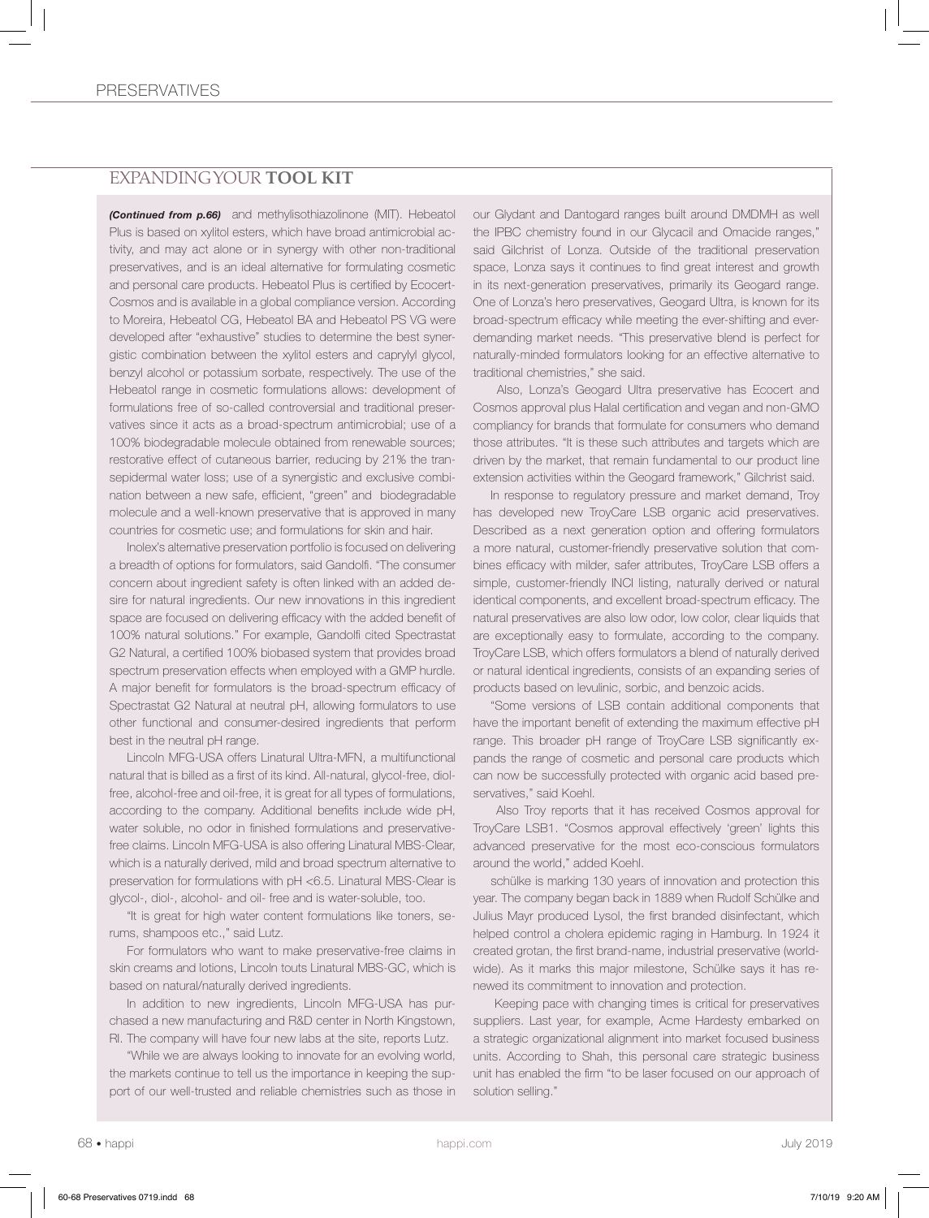## EXPANDING YOUR **TOOL KIT**

***(Continued from p.66)*** and methylisothiazolinone (MIT). Hebeatol Plus is based on xylitol esters, which have broad antimicrobial activity, and may act alone or in synergy with other non-traditional preservatives, and is an ideal alternative for formulating cosmetic and personal care products. Hebeatol Plus is certified by Ecocert-Cosmos and is available in a global compliance version. According to Moreira, Hebeatol CG, Hebeatol BA and Hebeatol PS VG were developed after "exhaustive" studies to determine the best synergistic combination between the xylitol esters and caprylyl glycol, benzyl alcohol or potassium sorbate, respectively. The use of the Hebeatol range in cosmetic formulations allows: development of formulations free of so-called controversial and traditional preservatives since it acts as a broad-spectrum antimicrobial; use of a 100% biodegradable molecule obtained from renewable sources; restorative effect of cutaneous barrier, reducing by 21% the transepidermal water loss; use of a synergistic and exclusive combination between a new safe, efficient, "green" and biodegradable molecule and a well-known preservative that is approved in many countries for cosmetic use; and formulations for skin and hair.

Inolex's alternative preservation portfolio is focused on delivering a breadth of options for formulators, said Gandolfi. "The consumer concern about ingredient safety is often linked with an added desire for natural ingredients. Our new innovations in this ingredient space are focused on delivering efficacy with the added benefit of 100% natural solutions." For example, Gandolfi cited Spectrastat G2 Natural, a certified 100% biobased system that provides broad spectrum preservation effects when employed with a GMP hurdle. A major benefit for formulators is the broad-spectrum efficacy of Spectrastat G2 Natural at neutral pH, allowing formulators to use other functional and consumer-desired ingredients that perform best in the neutral pH range.

Lincoln MFG-USA offers Linatural Ultra-MFN, a multifunctional natural that is billed as a first of its kind. All-natural, glycol-free, diol-free, alcohol-free and oil-free, it is great for all types of formulations, according to the company. Additional benefits include wide pH, water soluble, no odor in finished formulations and preservative-free claims. Lincoln MFG-USA is also offering Linatural MBS-Clear, which is a naturally derived, mild and broad spectrum alternative to preservation for formulations with pH <6.5. Linatural MBS-Clear is glycol-, diol-, alcohol- and oil- free and is water-soluble, too.

"It is great for high water content formulations like toners, serums, shampoos etc.," said Lutz.

For formulators who want to make preservative-free claims in skin creams and lotions, Lincoln touts Linatural MBS-GC, which is based on natural/naturally derived ingredients.

In addition to new ingredients, Lincoln MFG-USA has purchased a new manufacturing and R&D center in North Kingstown, RI. The company will have four new labs at the site, reports Lutz.

"While we are always looking to innovate for an evolving world, the markets continue to tell us the importance in keeping the support of our well-trusted and reliable chemistries such as those in our Glydant and Dantogard ranges built around DMDMH as well the IPBC chemistry found in our Glycacil and Omacide ranges," said Gilchrist of Lonza. Outside of the traditional preservation space, Lonza says it continues to find great interest and growth in its next-generation preservatives, primarily its Geogard range. One of Lonza's hero preservatives, Geogard Ultra, is known for its broad-spectrum efficacy while meeting the ever-shifting and ever-demanding market needs. "This preservative blend is perfect for naturally-minded formulators looking for an effective alternative to traditional chemistries," she said.

Also, Lonza's Geogard Ultra preservative has Ecocert and Cosmos approval plus Halal certification and vegan and non-GMO compliancy for brands that formulate for consumers who demand those attributes. "It is these such attributes and targets which are driven by the market, that remain fundamental to our product line extension activities within the Geogard framework," Gilchrist said.

In response to regulatory pressure and market demand, Troy has developed new TroyCare LSB organic acid preservatives. Described as a next generation option and offering formulators a more natural, customer-friendly preservative solution that combines efficacy with milder, safer attributes, TroyCare LSB offers a simple, customer-friendly INCI listing, naturally derived or natural identical components, and excellent broad-spectrum efficacy. The natural preservatives are also low odor, low color, clear liquids that are exceptionally easy to formulate, according to the company. TroyCare LSB, which offers formulators a blend of naturally derived or natural identical ingredients, consists of an expanding series of products based on levulinic, sorbic, and benzoic acids.

"Some versions of LSB contain additional components that have the important benefit of extending the maximum effective pH range. This broader pH range of TroyCare LSB significantly expands the range of cosmetic and personal care products which can now be successfully protected with organic acid based preservatives," said Koehl.

Also Troy reports that it has received Cosmos approval for TroyCare LSB1. "Cosmos approval effectively 'green' lights this advanced preservative for the most eco-conscious formulators around the world," added Koehl.

schülke is marking 130 years of innovation and protection this year. The company began back in 1889 when Rudolf Schülke and Julius Mayr produced Lysol, the first branded disinfectant, which helped control a cholera epidemic raging in Hamburg. In 1924 it created grotan, the first brand-name, industrial preservative (worldwide). As it marks this major milestone, Schülke says it has renewed its commitment to innovation and protection.

Keeping pace with changing times is critical for preservatives suppliers. Last year, for example, Acme Hardesty embarked on a strategic organizational alignment into market focused business units. According to Shah, this personal care strategic business unit has enabled the firm "to be laser focused on our approach of solution selling."